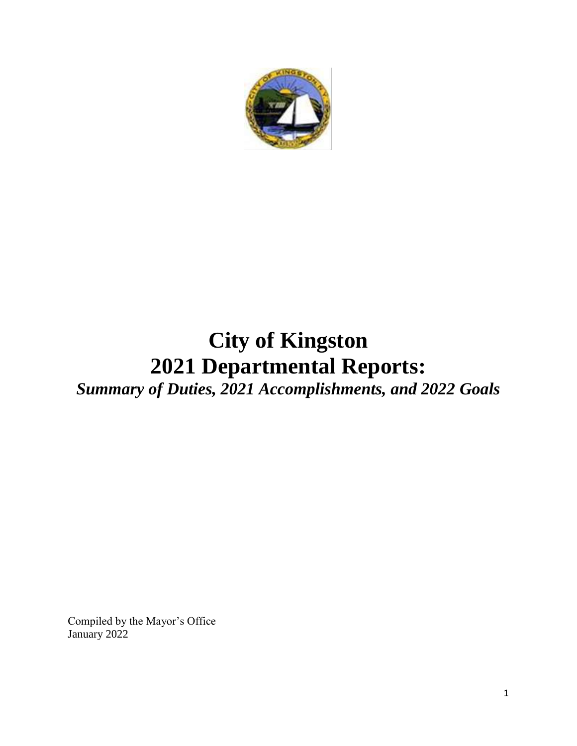# City of Kingston
# 2021 Departmental Reports:
## *Summary of Duties, 2021 Accomplishments, and 2022 Goals*

Compiled by the Mayor's Office
January 2022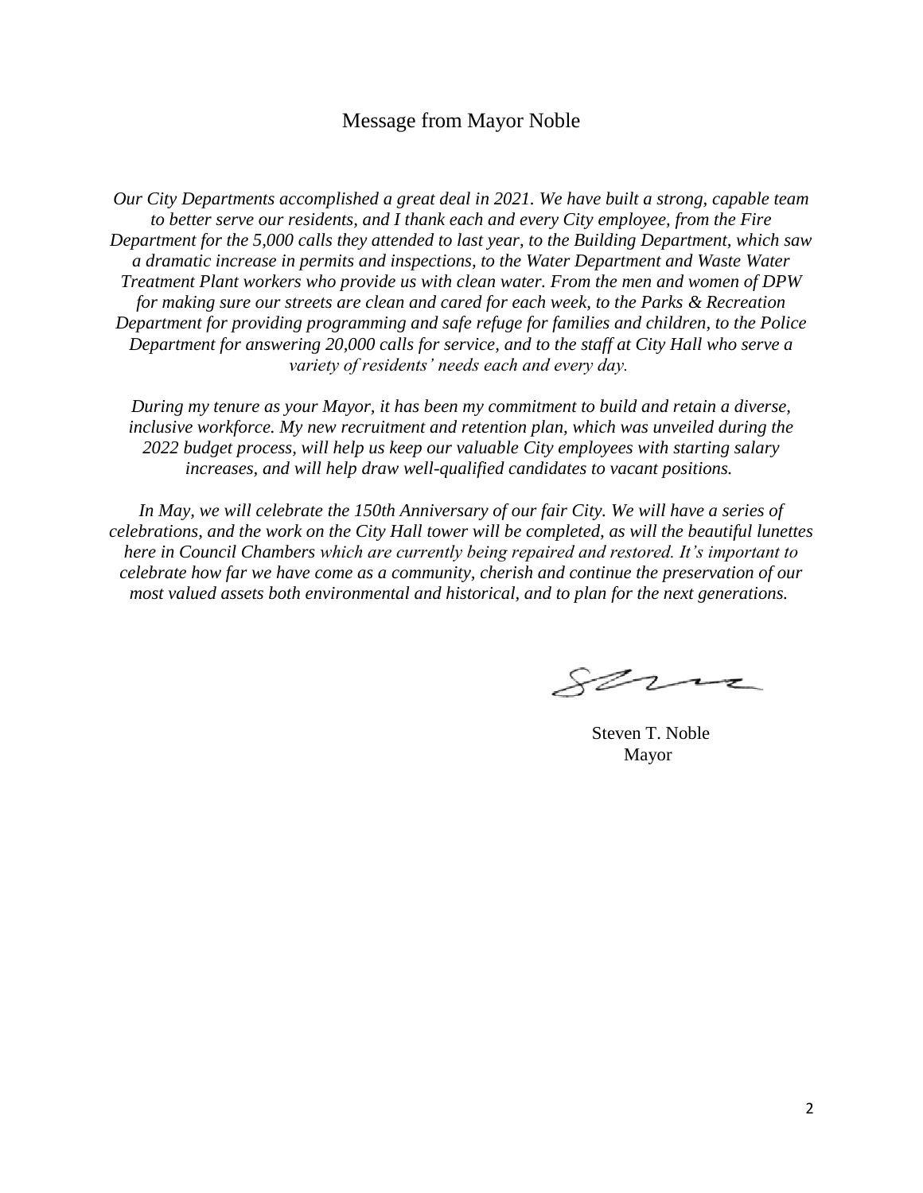## Message from Mayor Noble

*Our City Departments accomplished a great deal in 2021. We have built a strong, capable team to better serve our residents, and I thank each and every City employee, from the Fire Department for the 5,000 calls they attended to last year, to the Building Department, which saw a dramatic increase in permits and inspections, to the Water Department and Waste Water Treatment Plant workers who provide us with clean water. From the men and women of DPW for making sure our streets are clean and cared for each week, to the Parks & Recreation Department for providing programming and safe refuge for families and children, to the Police Department for answering 20,000 calls for service, and to the staff at City Hall who serve a variety of residents' needs each and every day.*

*During my tenure as your Mayor, it has been my commitment to build and retain a diverse, inclusive workforce. My new recruitment and retention plan, which was unveiled during the 2022 budget process, will help us keep our valuable City employees with starting salary increases, and will help draw well-qualified candidates to vacant positions.*

*In May, we will celebrate the 150th Anniversary of our fair City. We will have a series of celebrations, and the work on the City Hall tower will be completed, as will the beautiful lunettes here in Council Chambers which are currently being repaired and restored. It's important to celebrate how far we have come as a community, cherish and continue the preservation of our most valued assets both environmental and historical, and to plan for the next generations.*

Steven T. Noble
Mayor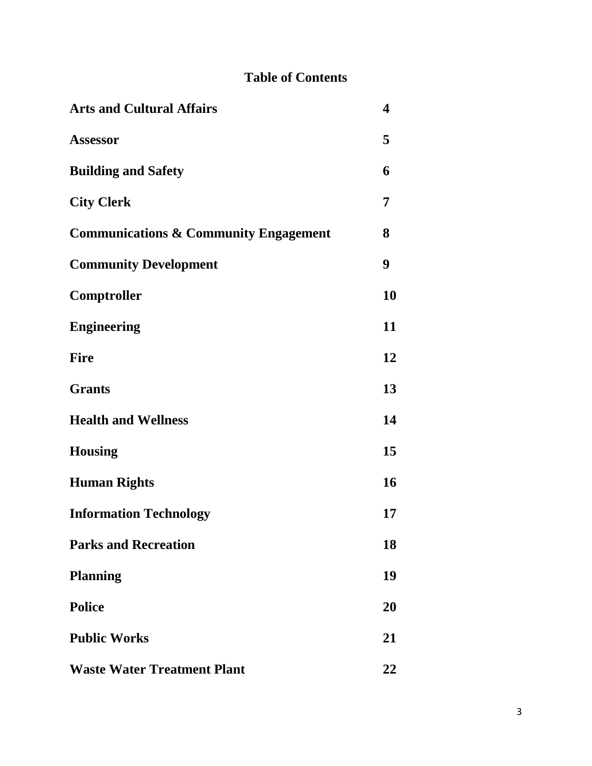## Table of Contents

| | |
|---|---|
| **Arts and Cultural Affairs** | **4** |
| **Assessor** | **5** |
| **Building and Safety** | **6** |
| **City Clerk** | **7** |
| **Communications & Community Engagement** | **8** |
| **Community Development** | **9** |
| **Comptroller** | **10** |
| **Engineering** | **11** |
| **Fire** | **12** |
| **Grants** | **13** |
| **Health and Wellness** | **14** |
| **Housing** | **15** |
| **Human Rights** | **16** |
| **Information Technology** | **17** |
| **Parks and Recreation** | **18** |
| **Planning** | **19** |
| **Police** | **20** |
| **Public Works** | **21** |
| **Waste Water Treatment Plant** | **22** |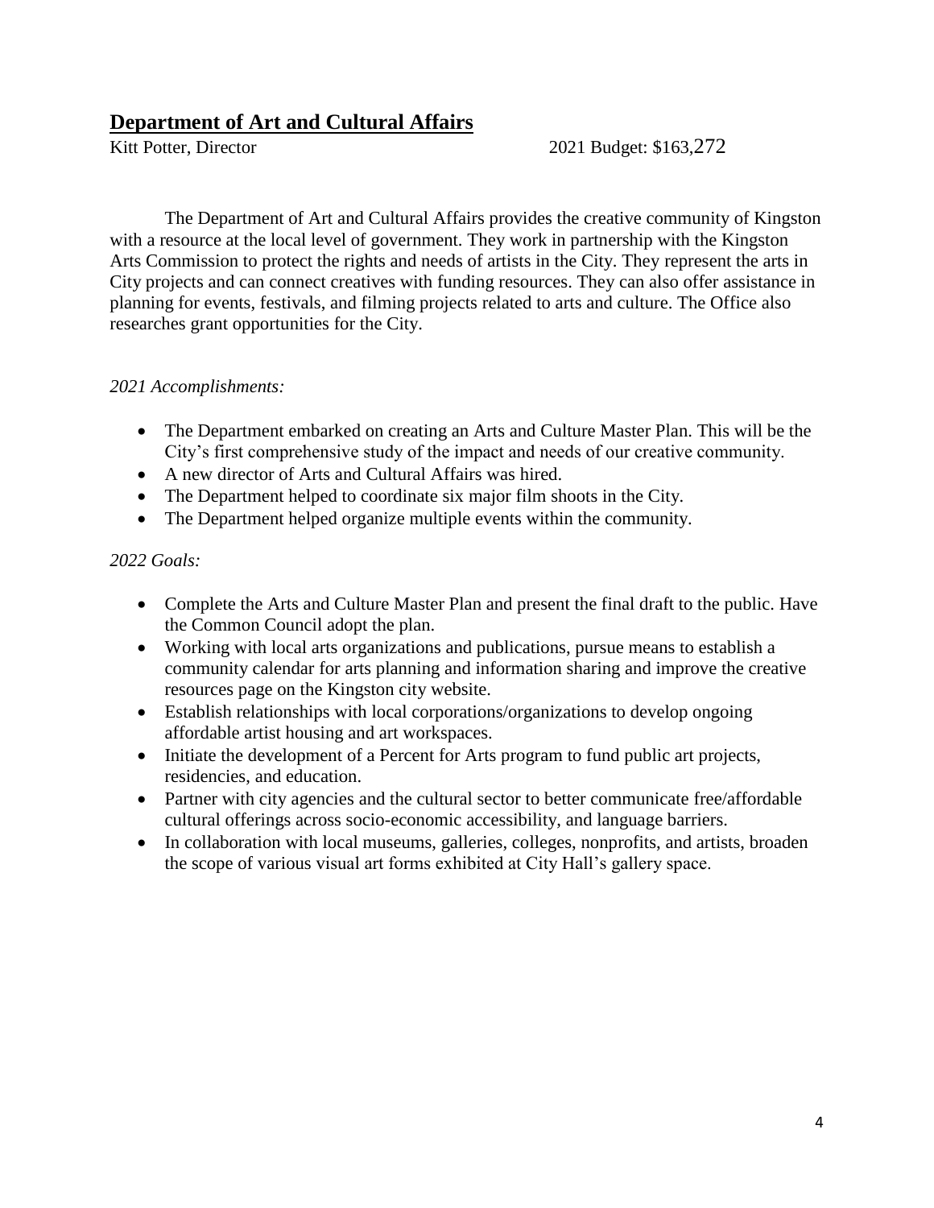## **Department of Art and Cultural Affairs**

Kitt Potter, Director 2021 Budget: $163,272

The Department of Art and Cultural Affairs provides the creative community of Kingston with a resource at the local level of government. They work in partnership with the Kingston Arts Commission to protect the rights and needs of artists in the City. They represent the arts in City projects and can connect creatives with funding resources. They can also offer assistance in planning for events, festivals, and filming projects related to arts and culture. The Office also researches grant opportunities for the City.

*2021 Accomplishments:*

- The Department embarked on creating an Arts and Culture Master Plan. This will be the City's first comprehensive study of the impact and needs of our creative community.
- A new director of Arts and Cultural Affairs was hired.
- The Department helped to coordinate six major film shoots in the City.
- The Department helped organize multiple events within the community.

*2022 Goals:*

- Complete the Arts and Culture Master Plan and present the final draft to the public. Have the Common Council adopt the plan.
- Working with local arts organizations and publications, pursue means to establish a community calendar for arts planning and information sharing and improve the creative resources page on the Kingston city website.
- Establish relationships with local corporations/organizations to develop ongoing affordable artist housing and art workspaces.
- Initiate the development of a Percent for Arts program to fund public art projects, residencies, and education.
- Partner with city agencies and the cultural sector to better communicate free/affordable cultural offerings across socio-economic accessibility, and language barriers.
- In collaboration with local museums, galleries, colleges, nonprofits, and artists, broaden the scope of various visual art forms exhibited at City Hall's gallery space.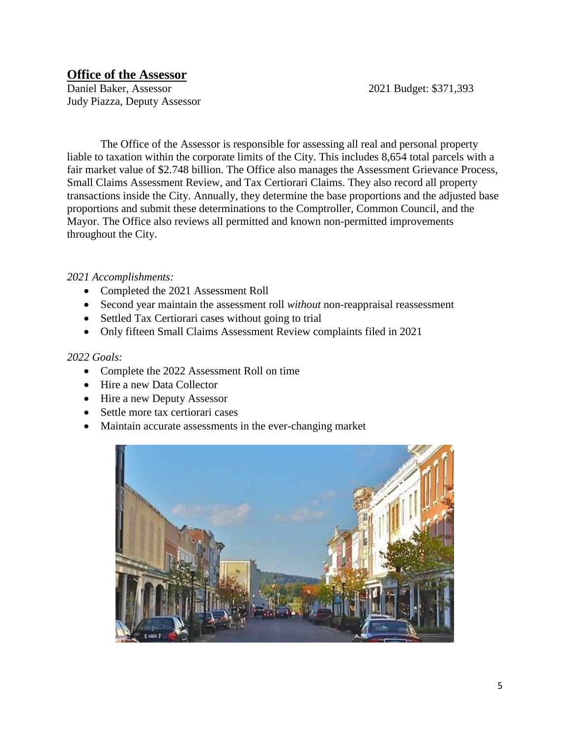## Office of the Assessor

Daniel Baker, Assessor

Judy Piazza, Deputy Assessor

2021 Budget: $371,393

The Office of the Assessor is responsible for assessing all real and personal property liable to taxation within the corporate limits of the City. This includes 8,654 total parcels with a fair market value of $2.748 billion. The Office also manages the Assessment Grievance Process, Small Claims Assessment Review, and Tax Certiorari Claims. They also record all property transactions inside the City. Annually, they determine the base proportions and the adjusted base proportions and submit these determinations to the Comptroller, Common Council, and the Mayor. The Office also reviews all permitted and known non-permitted improvements throughout the City.

*2021 Accomplishments:*

- Completed the 2021 Assessment Roll
- Second year maintain the assessment roll *without* non-reappraisal reassessment
- Settled Tax Certiorari cases without going to trial
- Only fifteen Small Claims Assessment Review complaints filed in 2021

*2022 Goals:*

- Complete the 2022 Assessment Roll on time
- Hire a new Data Collector
- Hire a new Deputy Assessor
- Settle more tax certiorari cases
- Maintain accurate assessments in the ever-changing market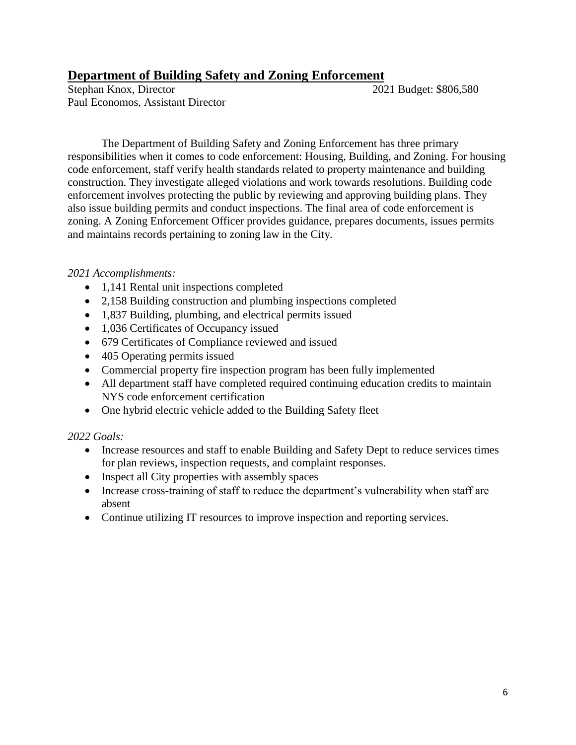## Department of Building Safety and Zoning Enforcement

Stephan Knox, Director
Paul Economos, Assistant Director

2021 Budget: $806,580

The Department of Building Safety and Zoning Enforcement has three primary responsibilities when it comes to code enforcement: Housing, Building, and Zoning. For housing code enforcement, staff verify health standards related to property maintenance and building construction. They investigate alleged violations and work towards resolutions. Building code enforcement involves protecting the public by reviewing and approving building plans. They also issue building permits and conduct inspections. The final area of code enforcement is zoning. A Zoning Enforcement Officer provides guidance, prepares documents, issues permits and maintains records pertaining to zoning law in the City.

*2021 Accomplishments:*

- 1,141 Rental unit inspections completed
- 2,158 Building construction and plumbing inspections completed
- 1,837 Building, plumbing, and electrical permits issued
- 1,036 Certificates of Occupancy issued
- 679 Certificates of Compliance reviewed and issued
- 405 Operating permits issued
- Commercial property fire inspection program has been fully implemented
- All department staff have completed required continuing education credits to maintain NYS code enforcement certification
- One hybrid electric vehicle added to the Building Safety fleet

*2022 Goals:*

- Increase resources and staff to enable Building and Safety Dept to reduce services times for plan reviews, inspection requests, and complaint responses.
- Inspect all City properties with assembly spaces
- Increase cross-training of staff to reduce the department's vulnerability when staff are absent
- Continue utilizing IT resources to improve inspection and reporting services.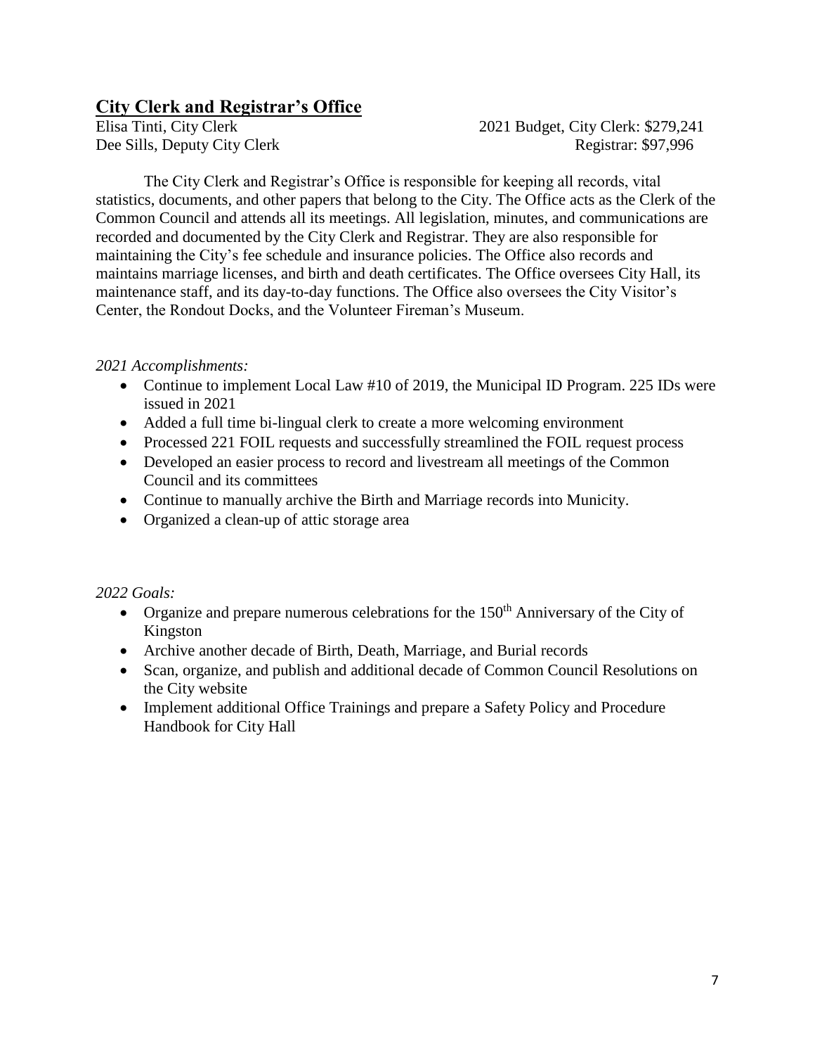## City Clerk and Registrar's Office

Elisa Tinti, City Clerk — 2021 Budget, City Clerk: $279,241

Dee Sills, Deputy City Clerk — Registrar: $97,996

The City Clerk and Registrar's Office is responsible for keeping all records, vital statistics, documents, and other papers that belong to the City. The Office acts as the Clerk of the Common Council and attends all its meetings. All legislation, minutes, and communications are recorded and documented by the City Clerk and Registrar. They are also responsible for maintaining the City's fee schedule and insurance policies. The Office also records and maintains marriage licenses, and birth and death certificates. The Office oversees City Hall, its maintenance staff, and its day-to-day functions. The Office also oversees the City Visitor's Center, the Rondout Docks, and the Volunteer Fireman's Museum.

*2021 Accomplishments:*

- Continue to implement Local Law #10 of 2019, the Municipal ID Program. 225 IDs were issued in 2021
- Added a full time bi-lingual clerk to create a more welcoming environment
- Processed 221 FOIL requests and successfully streamlined the FOIL request process
- Developed an easier process to record and livestream all meetings of the Common Council and its committees
- Continue to manually archive the Birth and Marriage records into Municity.
- Organized a clean-up of attic storage area

*2022 Goals:*

- Organize and prepare numerous celebrations for the 150th Anniversary of the City of Kingston
- Archive another decade of Birth, Death, Marriage, and Burial records
- Scan, organize, and publish and additional decade of Common Council Resolutions on the City website
- Implement additional Office Trainings and prepare a Safety Policy and Procedure Handbook for City Hall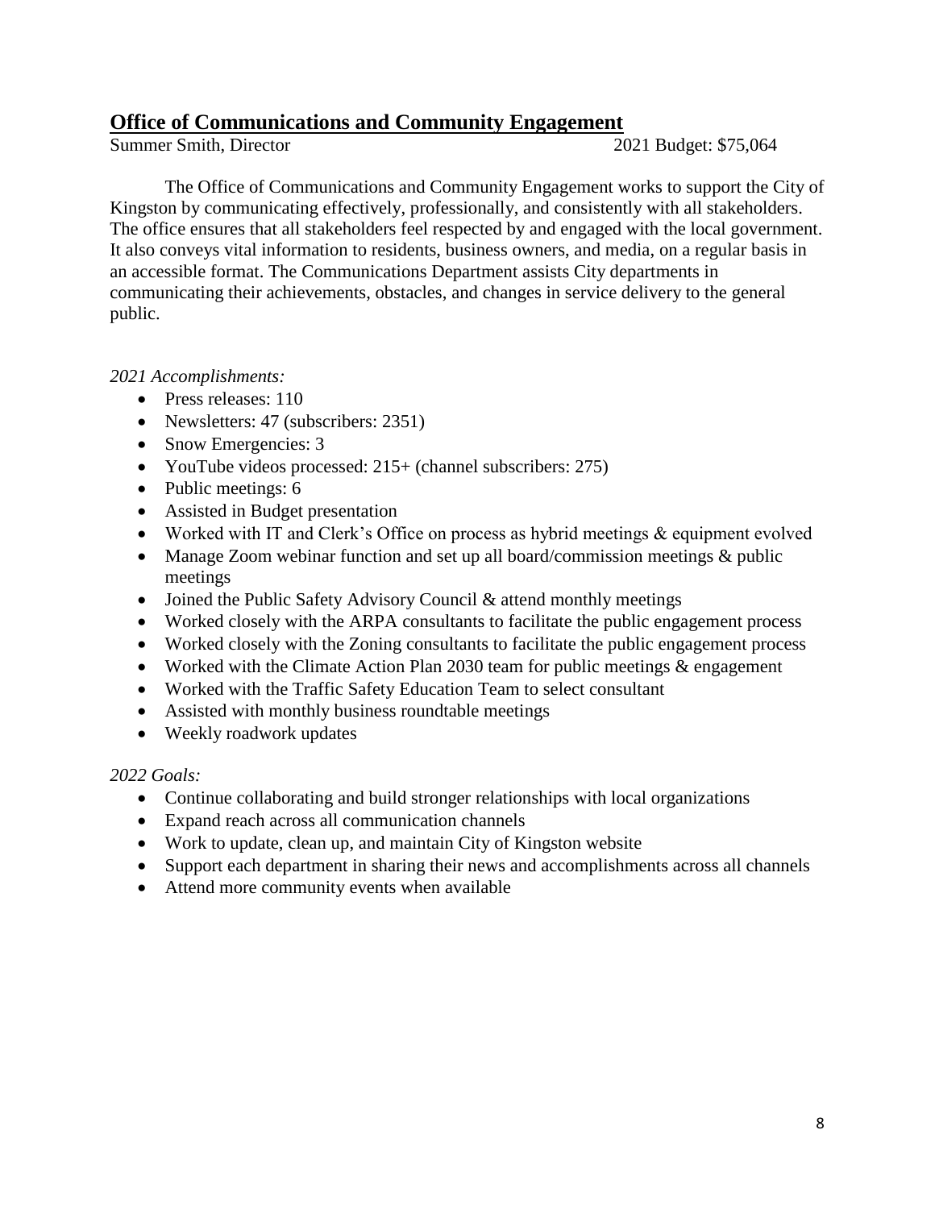## Office of Communications and Community Engagement

Summer Smith, Director 2021 Budget: $75,064

The Office of Communications and Community Engagement works to support the City of Kingston by communicating effectively, professionally, and consistently with all stakeholders. The office ensures that all stakeholders feel respected by and engaged with the local government. It also conveys vital information to residents, business owners, and media, on a regular basis in an accessible format. The Communications Department assists City departments in communicating their achievements, obstacles, and changes in service delivery to the general public.

*2021 Accomplishments:*

- Press releases: 110
- Newsletters: 47 (subscribers: 2351)
- Snow Emergencies: 3
- YouTube videos processed: 215+ (channel subscribers: 275)
- Public meetings: 6
- Assisted in Budget presentation
- Worked with IT and Clerk's Office on process as hybrid meetings & equipment evolved
- Manage Zoom webinar function and set up all board/commission meetings & public meetings
- Joined the Public Safety Advisory Council & attend monthly meetings
- Worked closely with the ARPA consultants to facilitate the public engagement process
- Worked closely with the Zoning consultants to facilitate the public engagement process
- Worked with the Climate Action Plan 2030 team for public meetings & engagement
- Worked with the Traffic Safety Education Team to select consultant
- Assisted with monthly business roundtable meetings
- Weekly roadwork updates

*2022 Goals:*

- Continue collaborating and build stronger relationships with local organizations
- Expand reach across all communication channels
- Work to update, clean up, and maintain City of Kingston website
- Support each department in sharing their news and accomplishments across all channels
- Attend more community events when available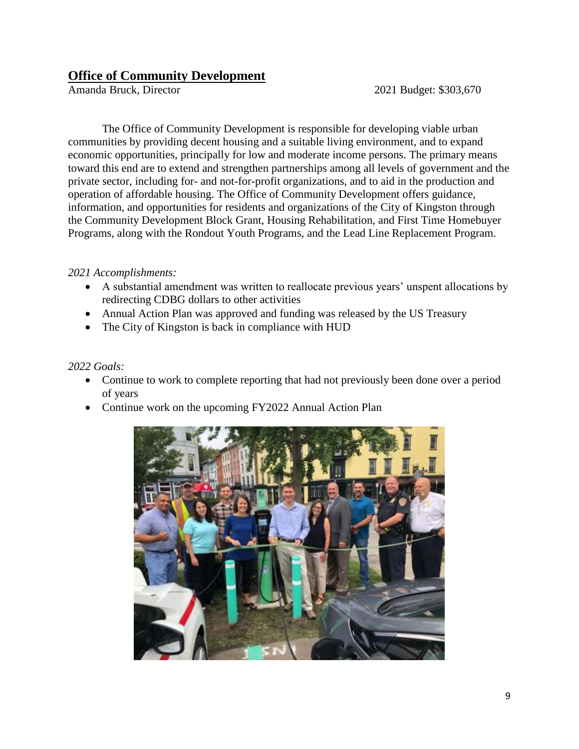## Office of Community Development

Amanda Bruck, Director 2021 Budget: $303,670

The Office of Community Development is responsible for developing viable urban communities by providing decent housing and a suitable living environment, and to expand economic opportunities, principally for low and moderate income persons. The primary means toward this end are to extend and strengthen partnerships among all levels of government and the private sector, including for- and not-for-profit organizations, and to aid in the production and operation of affordable housing. The Office of Community Development offers guidance, information, and opportunities for residents and organizations of the City of Kingston through the Community Development Block Grant, Housing Rehabilitation, and First Time Homebuyer Programs, along with the Rondout Youth Programs, and the Lead Line Replacement Program.

*2021 Accomplishments:*

- A substantial amendment was written to reallocate previous years' unspent allocations by redirecting CDBG dollars to other activities
- Annual Action Plan was approved and funding was released by the US Treasury
- The City of Kingston is back in compliance with HUD

*2022 Goals:*

- Continue to work to complete reporting that had not previously been done over a period of years
- Continue work on the upcoming FY2022 Annual Action Plan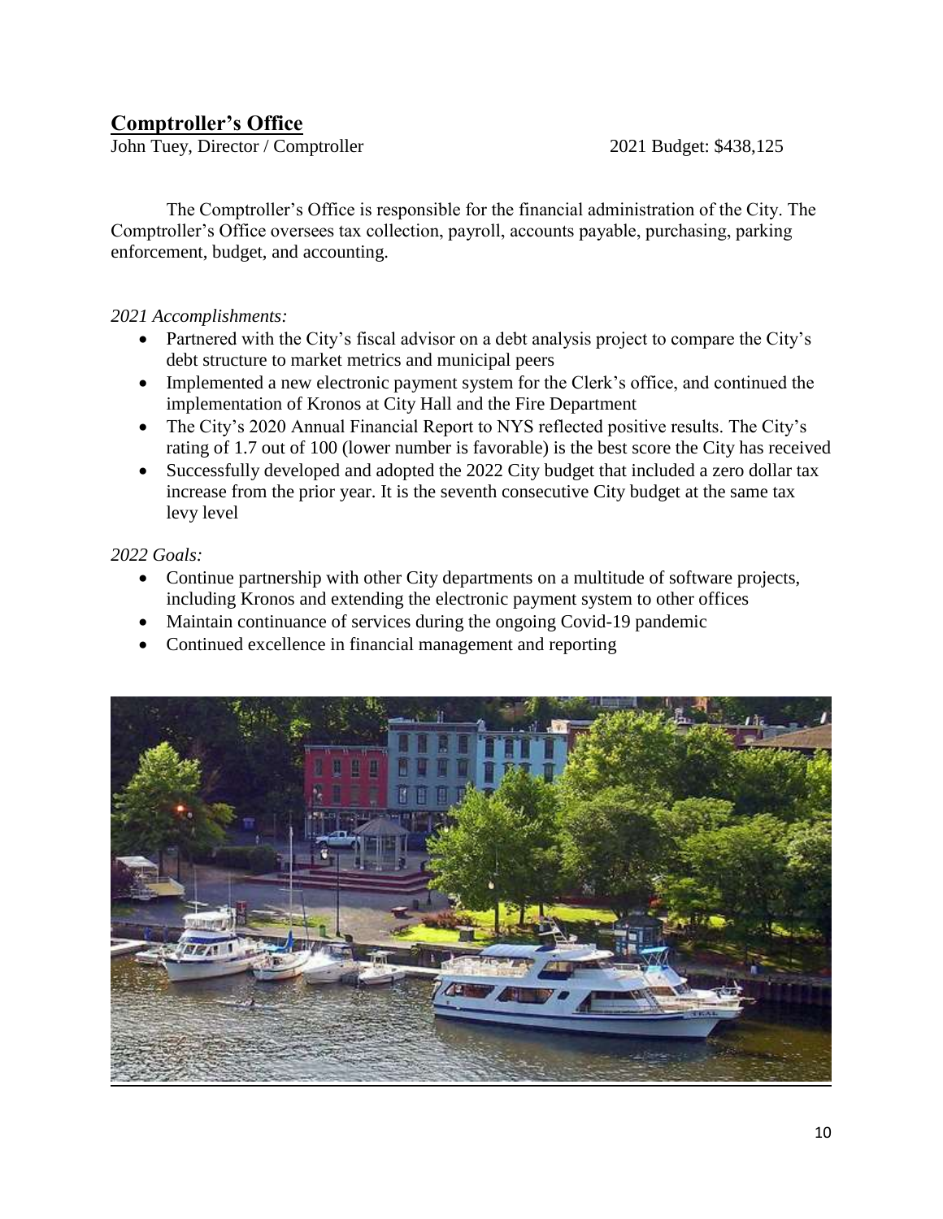## Comptroller's Office

John Tuey, Director / Comptroller 2021 Budget: $438,125

The Comptroller's Office is responsible for the financial administration of the City. The Comptroller's Office oversees tax collection, payroll, accounts payable, purchasing, parking enforcement, budget, and accounting.

*2021 Accomplishments:*

- Partnered with the City's fiscal advisor on a debt analysis project to compare the City's debt structure to market metrics and municipal peers
- Implemented a new electronic payment system for the Clerk's office, and continued the implementation of Kronos at City Hall and the Fire Department
- The City's 2020 Annual Financial Report to NYS reflected positive results. The City's rating of 1.7 out of 100 (lower number is favorable) is the best score the City has received
- Successfully developed and adopted the 2022 City budget that included a zero dollar tax increase from the prior year. It is the seventh consecutive City budget at the same tax levy level

*2022 Goals:*

- Continue partnership with other City departments on a multitude of software projects, including Kronos and extending the electronic payment system to other offices
- Maintain continuance of services during the ongoing Covid-19 pandemic
- Continued excellence in financial management and reporting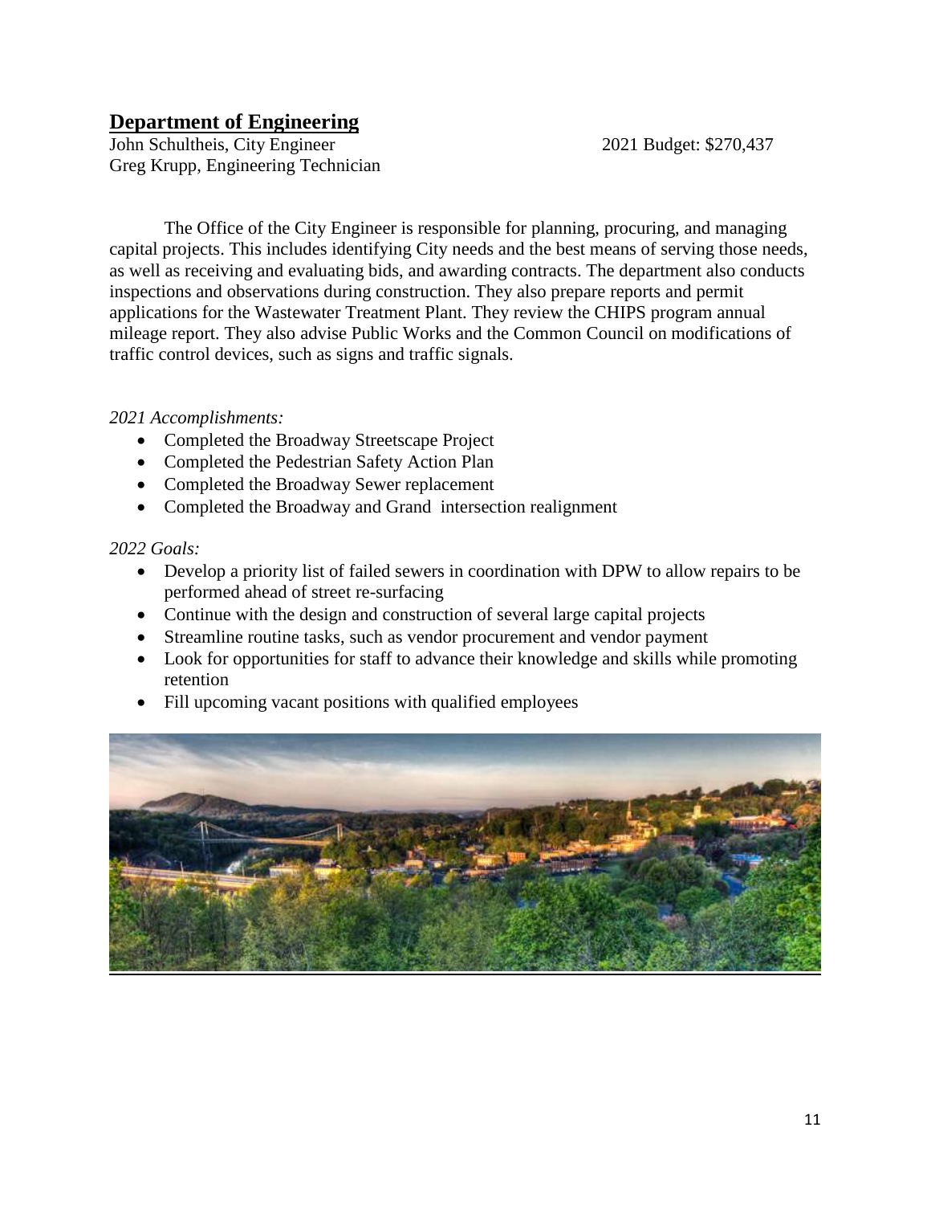## Department of Engineering

John Schultheis, City Engineer  
Greg Krupp, Engineering Technician

2021 Budget: $270,437

The Office of the City Engineer is responsible for planning, procuring, and managing capital projects. This includes identifying City needs and the best means of serving those needs, as well as receiving and evaluating bids, and awarding contracts. The department also conducts inspections and observations during construction. They also prepare reports and permit applications for the Wastewater Treatment Plant. They review the CHIPS program annual mileage report. They also advise Public Works and the Common Council on modifications of traffic control devices, such as signs and traffic signals.

*2021 Accomplishments:*

- Completed the Broadway Streetscape Project
- Completed the Pedestrian Safety Action Plan
- Completed the Broadway Sewer replacement
- Completed the Broadway and Grand intersection realignment

*2022 Goals:*

- Develop a priority list of failed sewers in coordination with DPW to allow repairs to be performed ahead of street re-surfacing
- Continue with the design and construction of several large capital projects
- Streamline routine tasks, such as vendor procurement and vendor payment
- Look for opportunities for staff to advance their knowledge and skills while promoting retention
- Fill upcoming vacant positions with qualified employees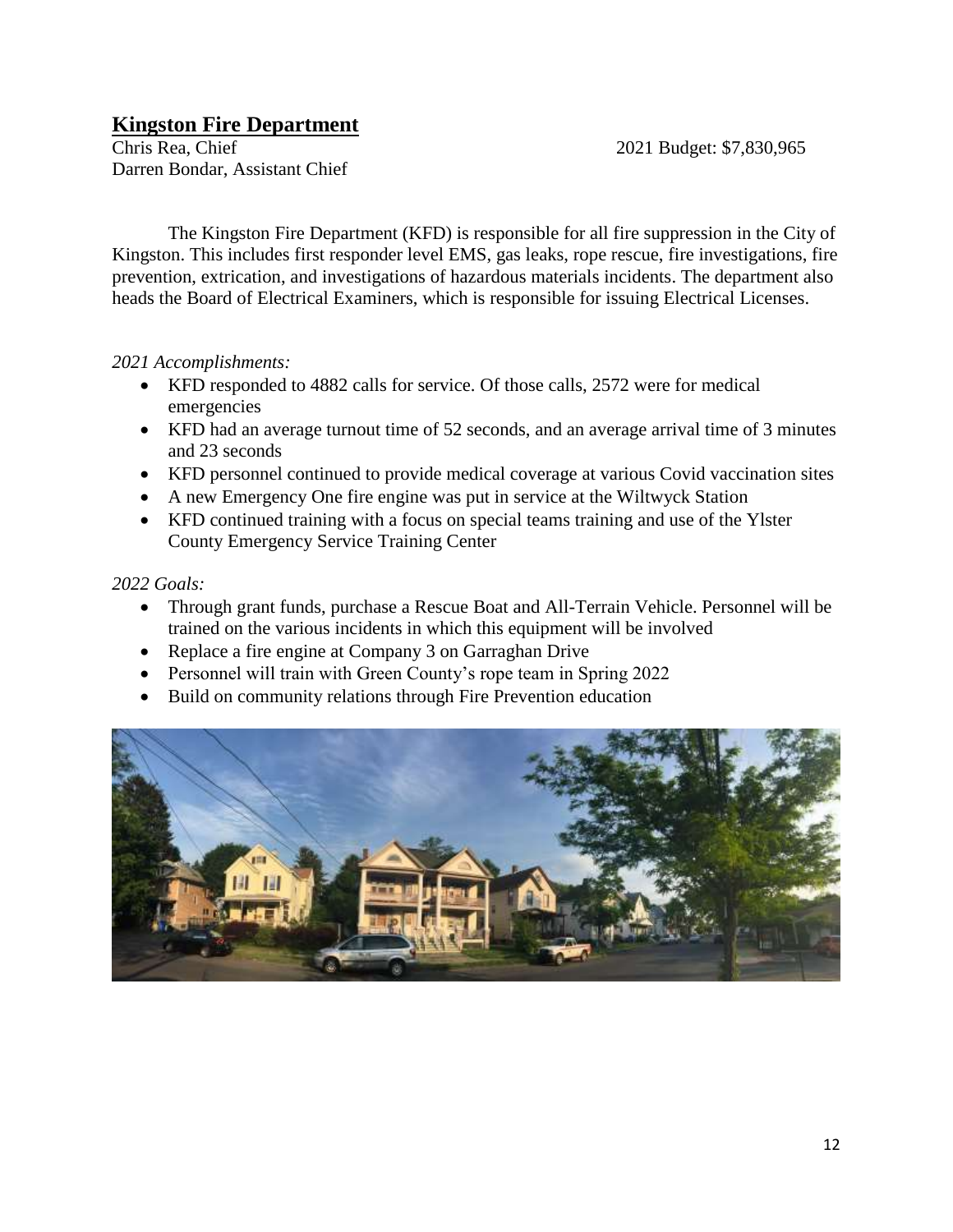## Kingston Fire Department

Chris Rea, Chief
Darren Bondar, Assistant Chief

2021 Budget: $7,830,965

The Kingston Fire Department (KFD) is responsible for all fire suppression in the City of Kingston. This includes first responder level EMS, gas leaks, rope rescue, fire investigations, fire prevention, extrication, and investigations of hazardous materials incidents. The department also heads the Board of Electrical Examiners, which is responsible for issuing Electrical Licenses.

*2021 Accomplishments:*

- KFD responded to 4882 calls for service. Of those calls, 2572 were for medical emergencies
- KFD had an average turnout time of 52 seconds, and an average arrival time of 3 minutes and 23 seconds
- KFD personnel continued to provide medical coverage at various Covid vaccination sites
- A new Emergency One fire engine was put in service at the Wiltwyck Station
- KFD continued training with a focus on special teams training and use of the Ylster County Emergency Service Training Center

*2022 Goals:*

- Through grant funds, purchase a Rescue Boat and All-Terrain Vehicle. Personnel will be trained on the various incidents in which this equipment will be involved
- Replace a fire engine at Company 3 on Garraghan Drive
- Personnel will train with Green County's rope team in Spring 2022
- Build on community relations through Fire Prevention education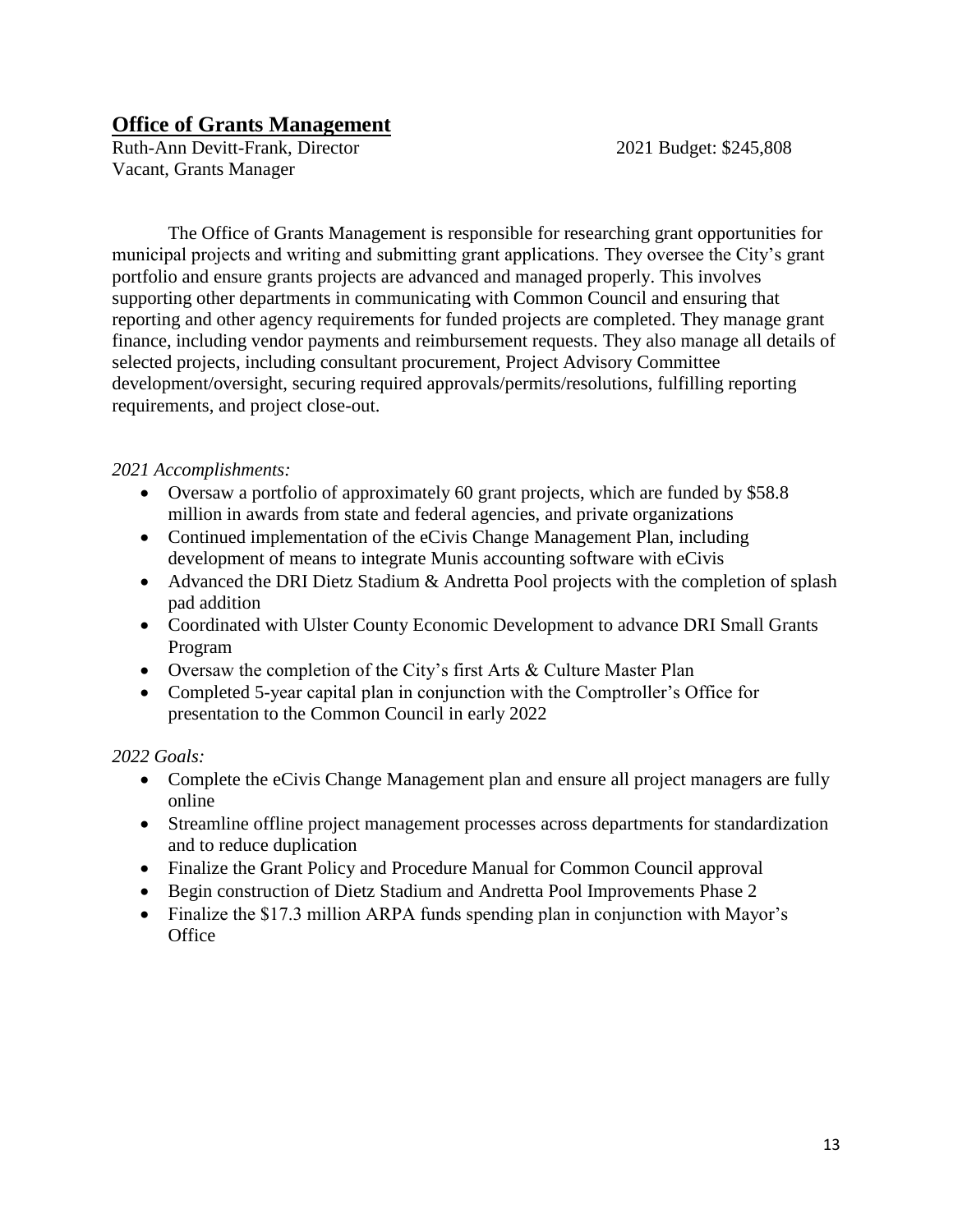## Office of Grants Management

Ruth-Ann Devitt-Frank, Director — 2021 Budget: $245,808
Vacant, Grants Manager

The Office of Grants Management is responsible for researching grant opportunities for municipal projects and writing and submitting grant applications. They oversee the City's grant portfolio and ensure grants projects are advanced and managed properly. This involves supporting other departments in communicating with Common Council and ensuring that reporting and other agency requirements for funded projects are completed. They manage grant finance, including vendor payments and reimbursement requests. They also manage all details of selected projects, including consultant procurement, Project Advisory Committee development/oversight, securing required approvals/permits/resolutions, fulfilling reporting requirements, and project close-out.

*2021 Accomplishments:*

- Oversaw a portfolio of approximately 60 grant projects, which are funded by $58.8 million in awards from state and federal agencies, and private organizations
- Continued implementation of the eCivis Change Management Plan, including development of means to integrate Munis accounting software with eCivis
- Advanced the DRI Dietz Stadium & Andretta Pool projects with the completion of splash pad addition
- Coordinated with Ulster County Economic Development to advance DRI Small Grants Program
- Oversaw the completion of the City's first Arts & Culture Master Plan
- Completed 5-year capital plan in conjunction with the Comptroller's Office for presentation to the Common Council in early 2022

*2022 Goals:*

- Complete the eCivis Change Management plan and ensure all project managers are fully online
- Streamline offline project management processes across departments for standardization and to reduce duplication
- Finalize the Grant Policy and Procedure Manual for Common Council approval
- Begin construction of Dietz Stadium and Andretta Pool Improvements Phase 2
- Finalize the $17.3 million ARPA funds spending plan in conjunction with Mayor's Office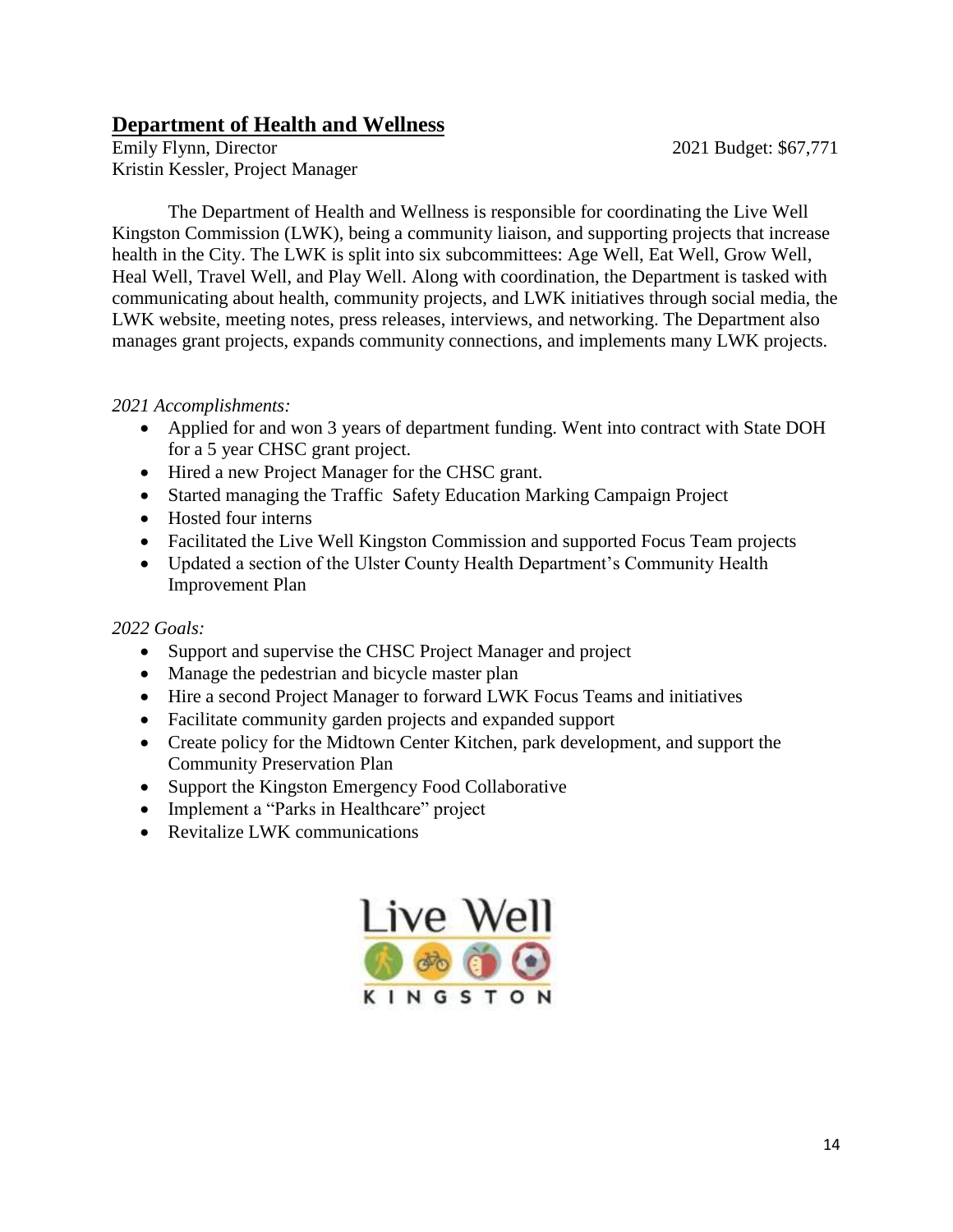## Department of Health and Wellness

Emily Flynn, Director 2021 Budget: $67,771
Kristin Kessler, Project Manager

The Department of Health and Wellness is responsible for coordinating the Live Well Kingston Commission (LWK), being a community liaison, and supporting projects that increase health in the City. The LWK is split into six subcommittees: Age Well, Eat Well, Grow Well, Heal Well, Travel Well, and Play Well. Along with coordination, the Department is tasked with communicating about health, community projects, and LWK initiatives through social media, the LWK website, meeting notes, press releases, interviews, and networking. The Department also manages grant projects, expands community connections, and implements many LWK projects.

*2021 Accomplishments:*

- Applied for and won 3 years of department funding. Went into contract with State DOH for a 5 year CHSC grant project.
- Hired a new Project Manager for the CHSC grant.
- Started managing the Traffic Safety Education Marking Campaign Project
- Hosted four interns
- Facilitated the Live Well Kingston Commission and supported Focus Team projects
- Updated a section of the Ulster County Health Department's Community Health Improvement Plan

*2022 Goals:*

- Support and supervise the CHSC Project Manager and project
- Manage the pedestrian and bicycle master plan
- Hire a second Project Manager to forward LWK Focus Teams and initiatives
- Facilitate community garden projects and expanded support
- Create policy for the Midtown Center Kitchen, park development, and support the Community Preservation Plan
- Support the Kingston Emergency Food Collaborative
- Implement a "Parks in Healthcare" project
- Revitalize LWK communications

Live Well KINGSTON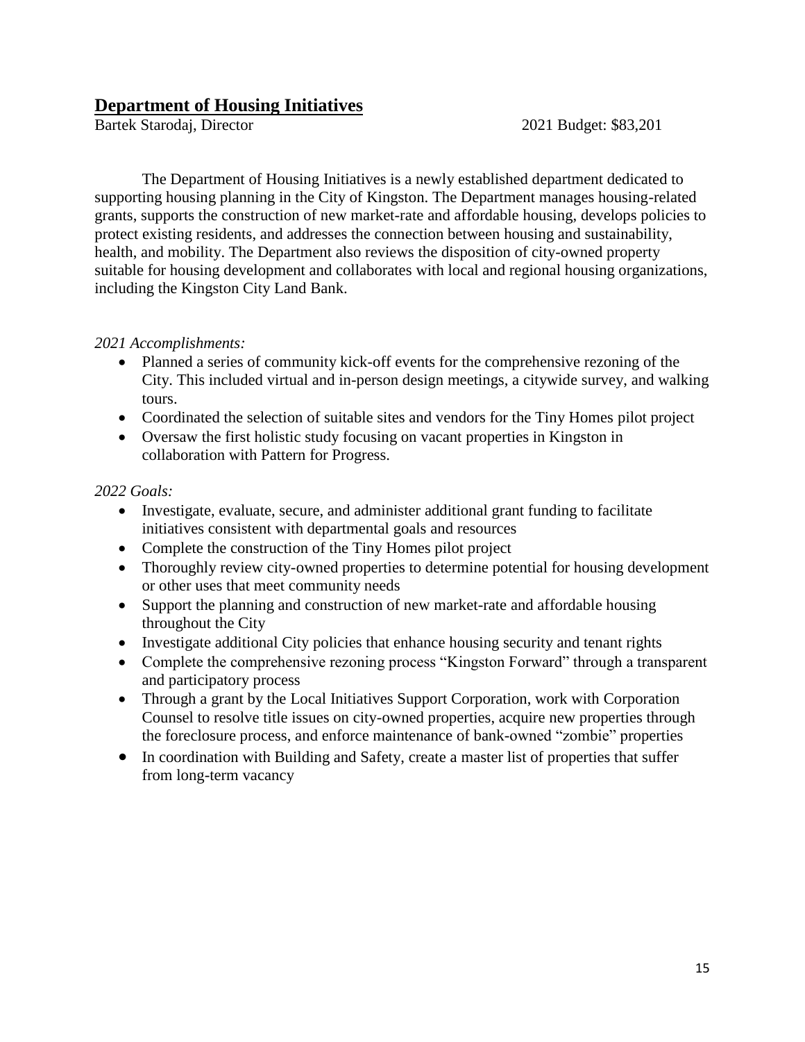## Department of Housing Initiatives

Bartek Starodaj, Director 2021 Budget: $83,201

The Department of Housing Initiatives is a newly established department dedicated to supporting housing planning in the City of Kingston. The Department manages housing-related grants, supports the construction of new market-rate and affordable housing, develops policies to protect existing residents, and addresses the connection between housing and sustainability, health, and mobility. The Department also reviews the disposition of city-owned property suitable for housing development and collaborates with local and regional housing organizations, including the Kingston City Land Bank.

*2021 Accomplishments:*

- Planned a series of community kick-off events for the comprehensive rezoning of the City. This included virtual and in-person design meetings, a citywide survey, and walking tours.
- Coordinated the selection of suitable sites and vendors for the Tiny Homes pilot project
- Oversaw the first holistic study focusing on vacant properties in Kingston in collaboration with Pattern for Progress.

*2022 Goals:*

- Investigate, evaluate, secure, and administer additional grant funding to facilitate initiatives consistent with departmental goals and resources
- Complete the construction of the Tiny Homes pilot project
- Thoroughly review city-owned properties to determine potential for housing development or other uses that meet community needs
- Support the planning and construction of new market-rate and affordable housing throughout the City
- Investigate additional City policies that enhance housing security and tenant rights
- Complete the comprehensive rezoning process "Kingston Forward" through a transparent and participatory process
- Through a grant by the Local Initiatives Support Corporation, work with Corporation Counsel to resolve title issues on city-owned properties, acquire new properties through the foreclosure process, and enforce maintenance of bank-owned "zombie" properties
- In coordination with Building and Safety, create a master list of properties that suffer from long-term vacancy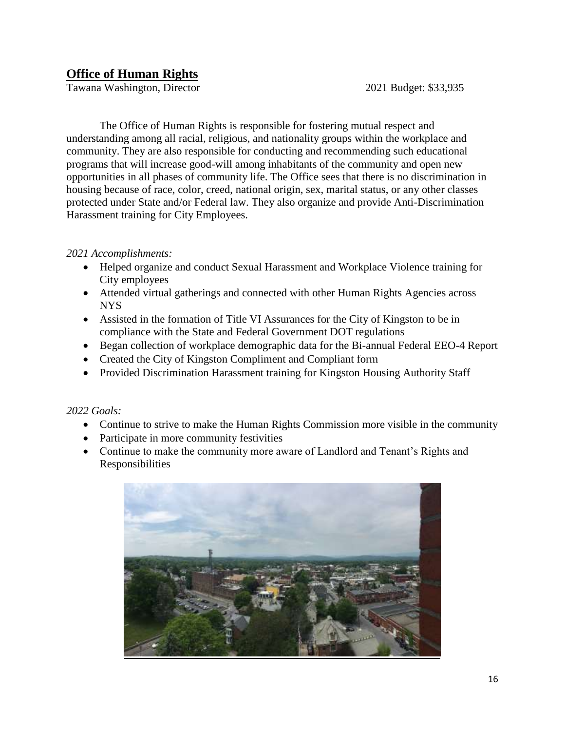## Office of Human Rights

Tawana Washington, Director 2021 Budget: $33,935

The Office of Human Rights is responsible for fostering mutual respect and understanding among all racial, religious, and nationality groups within the workplace and community. They are also responsible for conducting and recommending such educational programs that will increase good-will among inhabitants of the community and open new opportunities in all phases of community life. The Office sees that there is no discrimination in housing because of race, color, creed, national origin, sex, marital status, or any other classes protected under State and/or Federal law. They also organize and provide Anti-Discrimination Harassment training for City Employees.

*2021 Accomplishments:*

- Helped organize and conduct Sexual Harassment and Workplace Violence training for City employees
- Attended virtual gatherings and connected with other Human Rights Agencies across NYS
- Assisted in the formation of Title VI Assurances for the City of Kingston to be in compliance with the State and Federal Government DOT regulations
- Began collection of workplace demographic data for the Bi-annual Federal EEO-4 Report
- Created the City of Kingston Compliment and Compliant form
- Provided Discrimination Harassment training for Kingston Housing Authority Staff

*2022 Goals:*

- Continue to strive to make the Human Rights Commission more visible in the community
- Participate in more community festivities
- Continue to make the community more aware of Landlord and Tenant's Rights and Responsibilities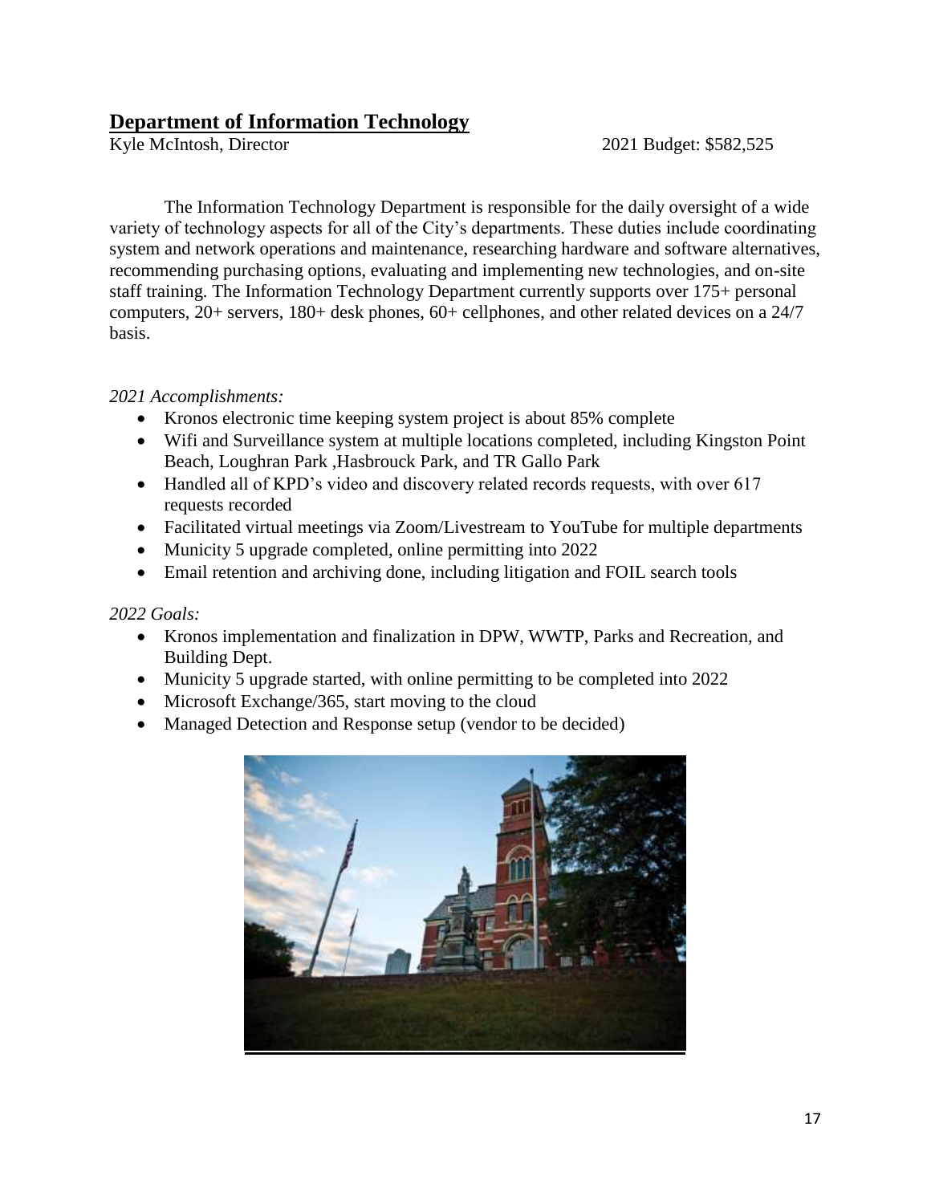## Department of Information Technology

Kyle McIntosh, Director 2021 Budget: $582,525

The Information Technology Department is responsible for the daily oversight of a wide variety of technology aspects for all of the City's departments. These duties include coordinating system and network operations and maintenance, researching hardware and software alternatives, recommending purchasing options, evaluating and implementing new technologies, and on-site staff training. The Information Technology Department currently supports over 175+ personal computers, 20+ servers, 180+ desk phones, 60+ cellphones, and other related devices on a 24/7 basis.

*2021 Accomplishments:*

- Kronos electronic time keeping system project is about 85% complete
- Wifi and Surveillance system at multiple locations completed, including Kingston Point Beach, Loughran Park ,Hasbrouck Park, and TR Gallo Park
- Handled all of KPD's video and discovery related records requests, with over 617 requests recorded
- Facilitated virtual meetings via Zoom/Livestream to YouTube for multiple departments
- Municity 5 upgrade completed, online permitting into 2022
- Email retention and archiving done, including litigation and FOIL search tools

*2022 Goals:*

- Kronos implementation and finalization in DPW, WWTP, Parks and Recreation, and Building Dept.
- Municity 5 upgrade started, with online permitting to be completed into 2022
- Microsoft Exchange/365, start moving to the cloud
- Managed Detection and Response setup (vendor to be decided)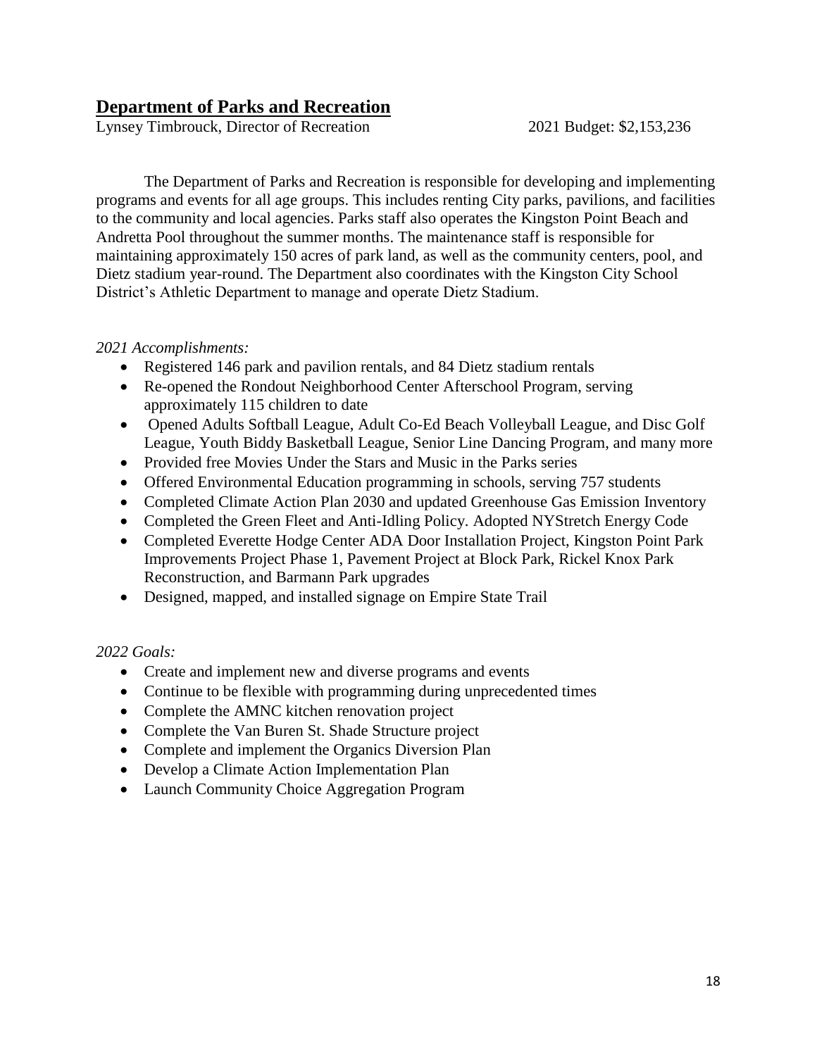## Department of Parks and Recreation

Lynsey Timbrouck, Director of Recreation 2021 Budget: $2,153,236

The Department of Parks and Recreation is responsible for developing and implementing programs and events for all age groups. This includes renting City parks, pavilions, and facilities to the community and local agencies. Parks staff also operates the Kingston Point Beach and Andretta Pool throughout the summer months. The maintenance staff is responsible for maintaining approximately 150 acres of park land, as well as the community centers, pool, and Dietz stadium year-round. The Department also coordinates with the Kingston City School District's Athletic Department to manage and operate Dietz Stadium.

*2021 Accomplishments:*

- Registered 146 park and pavilion rentals, and 84 Dietz stadium rentals
- Re-opened the Rondout Neighborhood Center Afterschool Program, serving approximately 115 children to date
- Opened Adults Softball League, Adult Co-Ed Beach Volleyball League, and Disc Golf League, Youth Biddy Basketball League, Senior Line Dancing Program, and many more
- Provided free Movies Under the Stars and Music in the Parks series
- Offered Environmental Education programming in schools, serving 757 students
- Completed Climate Action Plan 2030 and updated Greenhouse Gas Emission Inventory
- Completed the Green Fleet and Anti-Idling Policy. Adopted NYStretch Energy Code
- Completed Everette Hodge Center ADA Door Installation Project, Kingston Point Park Improvements Project Phase 1, Pavement Project at Block Park, Rickel Knox Park Reconstruction, and Barmann Park upgrades
- Designed, mapped, and installed signage on Empire State Trail

*2022 Goals:*

- Create and implement new and diverse programs and events
- Continue to be flexible with programming during unprecedented times
- Complete the AMNC kitchen renovation project
- Complete the Van Buren St. Shade Structure project
- Complete and implement the Organics Diversion Plan
- Develop a Climate Action Implementation Plan
- Launch Community Choice Aggregation Program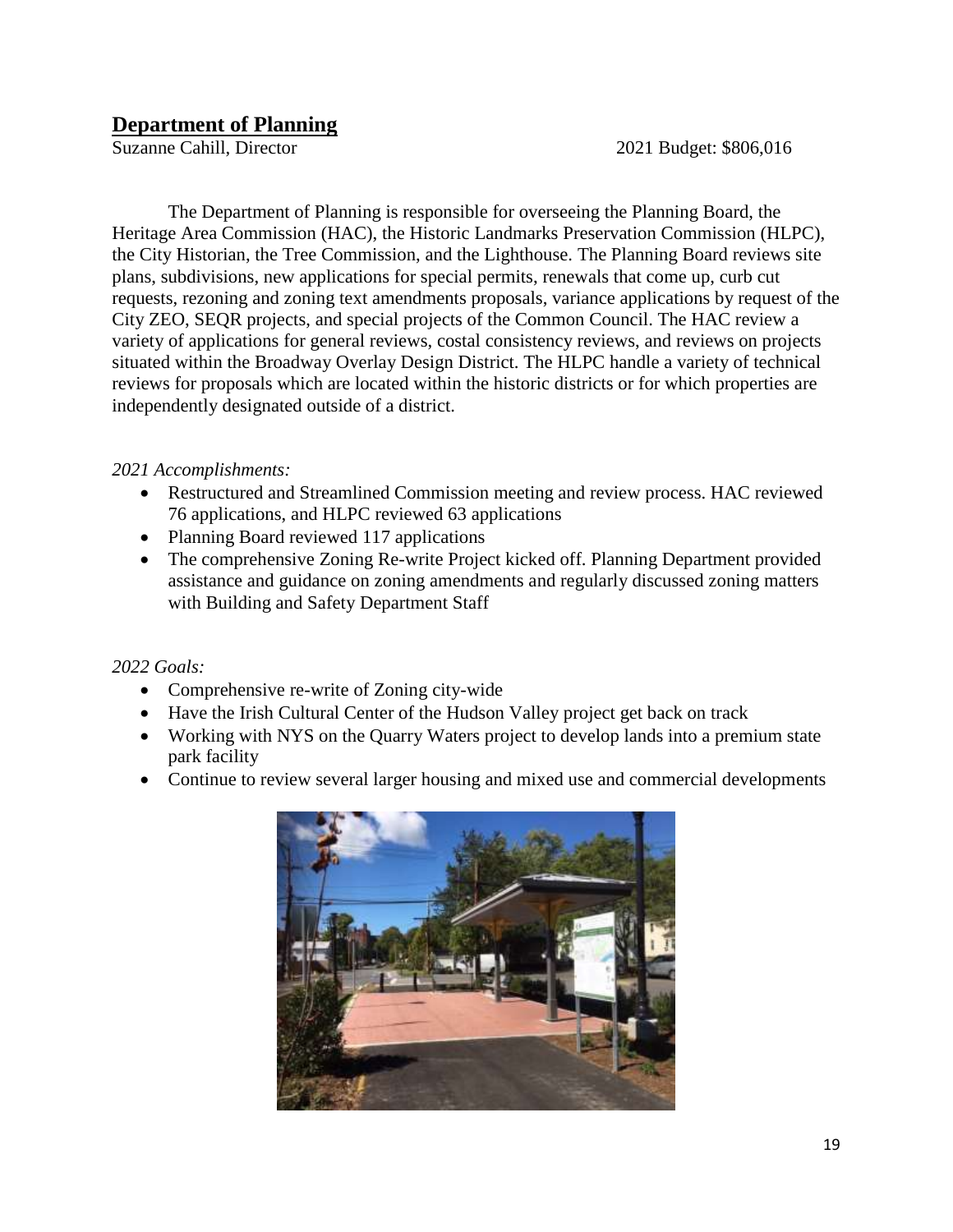## Department of Planning

Suzanne Cahill, Director 2021 Budget: $806,016

The Department of Planning is responsible for overseeing the Planning Board, the Heritage Area Commission (HAC), the Historic Landmarks Preservation Commission (HLPC), the City Historian, the Tree Commission, and the Lighthouse. The Planning Board reviews site plans, subdivisions, new applications for special permits, renewals that come up, curb cut requests, rezoning and zoning text amendments proposals, variance applications by request of the City ZEO, SEQR projects, and special projects of the Common Council. The HAC review a variety of applications for general reviews, costal consistency reviews, and reviews on projects situated within the Broadway Overlay Design District. The HLPC handle a variety of technical reviews for proposals which are located within the historic districts or for which properties are independently designated outside of a district.

*2021 Accomplishments:*

- Restructured and Streamlined Commission meeting and review process. HAC reviewed 76 applications, and HLPC reviewed 63 applications
- Planning Board reviewed 117 applications
- The comprehensive Zoning Re-write Project kicked off. Planning Department provided assistance and guidance on zoning amendments and regularly discussed zoning matters with Building and Safety Department Staff

*2022 Goals:*

- Comprehensive re-write of Zoning city-wide
- Have the Irish Cultural Center of the Hudson Valley project get back on track
- Working with NYS on the Quarry Waters project to develop lands into a premium state park facility
- Continue to review several larger housing and mixed use and commercial developments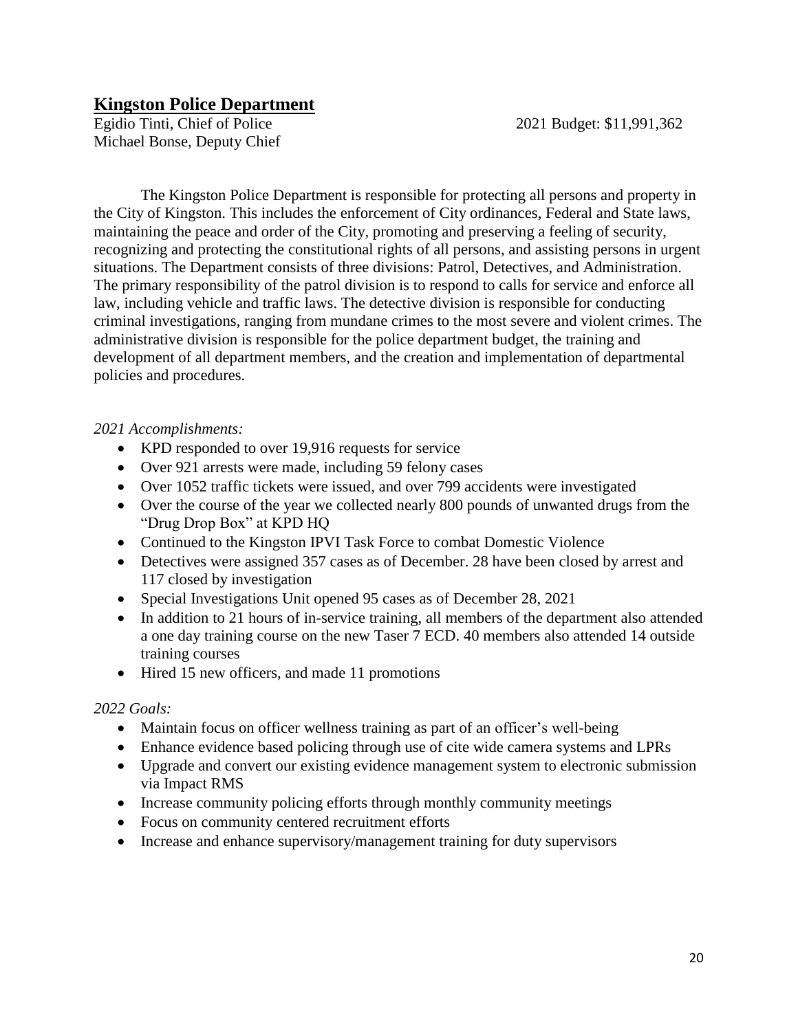## Kingston Police Department

Egidio Tinti, Chief of Police — 2021 Budget: $11,991,362
Michael Bonse, Deputy Chief

The Kingston Police Department is responsible for protecting all persons and property in the City of Kingston. This includes the enforcement of City ordinances, Federal and State laws, maintaining the peace and order of the City, promoting and preserving a feeling of security, recognizing and protecting the constitutional rights of all persons, and assisting persons in urgent situations. The Department consists of three divisions: Patrol, Detectives, and Administration. The primary responsibility of the patrol division is to respond to calls for service and enforce all law, including vehicle and traffic laws. The detective division is responsible for conducting criminal investigations, ranging from mundane crimes to the most severe and violent crimes. The administrative division is responsible for the police department budget, the training and development of all department members, and the creation and implementation of departmental policies and procedures.

*2021 Accomplishments:*

- KPD responded to over 19,916 requests for service
- Over 921 arrests were made, including 59 felony cases
- Over 1052 traffic tickets were issued, and over 799 accidents were investigated
- Over the course of the year we collected nearly 800 pounds of unwanted drugs from the "Drug Drop Box" at KPD HQ
- Continued to the Kingston IPVI Task Force to combat Domestic Violence
- Detectives were assigned 357 cases as of December. 28 have been closed by arrest and 117 closed by investigation
- Special Investigations Unit opened 95 cases as of December 28, 2021
- In addition to 21 hours of in-service training, all members of the department also attended a one day training course on the new Taser 7 ECD. 40 members also attended 14 outside training courses
- Hired 15 new officers, and made 11 promotions

*2022 Goals:*

- Maintain focus on officer wellness training as part of an officer's well-being
- Enhance evidence based policing through use of cite wide camera systems and LPRs
- Upgrade and convert our existing evidence management system to electronic submission via Impact RMS
- Increase community policing efforts through monthly community meetings
- Focus on community centered recruitment efforts
- Increase and enhance supervisory/management training for duty supervisors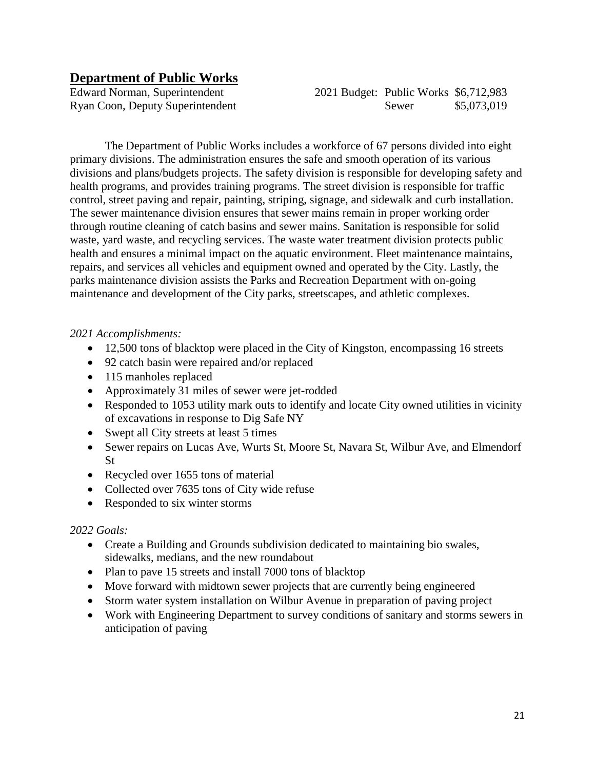## Department of Public Works

Edward Norman, Superintendent
Ryan Coon, Deputy Superintendent

2021 Budget: Public Works $6,712,983
Sewer $5,073,019

The Department of Public Works includes a workforce of 67 persons divided into eight primary divisions. The administration ensures the safe and smooth operation of its various divisions and plans/budgets projects. The safety division is responsible for developing safety and health programs, and provides training programs. The street division is responsible for traffic control, street paving and repair, painting, striping, signage, and sidewalk and curb installation. The sewer maintenance division ensures that sewer mains remain in proper working order through routine cleaning of catch basins and sewer mains. Sanitation is responsible for solid waste, yard waste, and recycling services. The waste water treatment division protects public health and ensures a minimal impact on the aquatic environment. Fleet maintenance maintains, repairs, and services all vehicles and equipment owned and operated by the City. Lastly, the parks maintenance division assists the Parks and Recreation Department with on-going maintenance and development of the City parks, streetscapes, and athletic complexes.

*2021 Accomplishments:*

- 12,500 tons of blacktop were placed in the City of Kingston, encompassing 16 streets
- 92 catch basin were repaired and/or replaced
- 115 manholes replaced
- Approximately 31 miles of sewer were jet-rodded
- Responded to 1053 utility mark outs to identify and locate City owned utilities in vicinity of excavations in response to Dig Safe NY
- Swept all City streets at least 5 times
- Sewer repairs on Lucas Ave, Wurts St, Moore St, Navara St, Wilbur Ave, and Elmendorf St
- Recycled over 1655 tons of material
- Collected over 7635 tons of City wide refuse
- Responded to six winter storms

*2022 Goals:*

- Create a Building and Grounds subdivision dedicated to maintaining bio swales, sidewalks, medians, and the new roundabout
- Plan to pave 15 streets and install 7000 tons of blacktop
- Move forward with midtown sewer projects that are currently being engineered
- Storm water system installation on Wilbur Avenue in preparation of paving project
- Work with Engineering Department to survey conditions of sanitary and storms sewers in anticipation of paving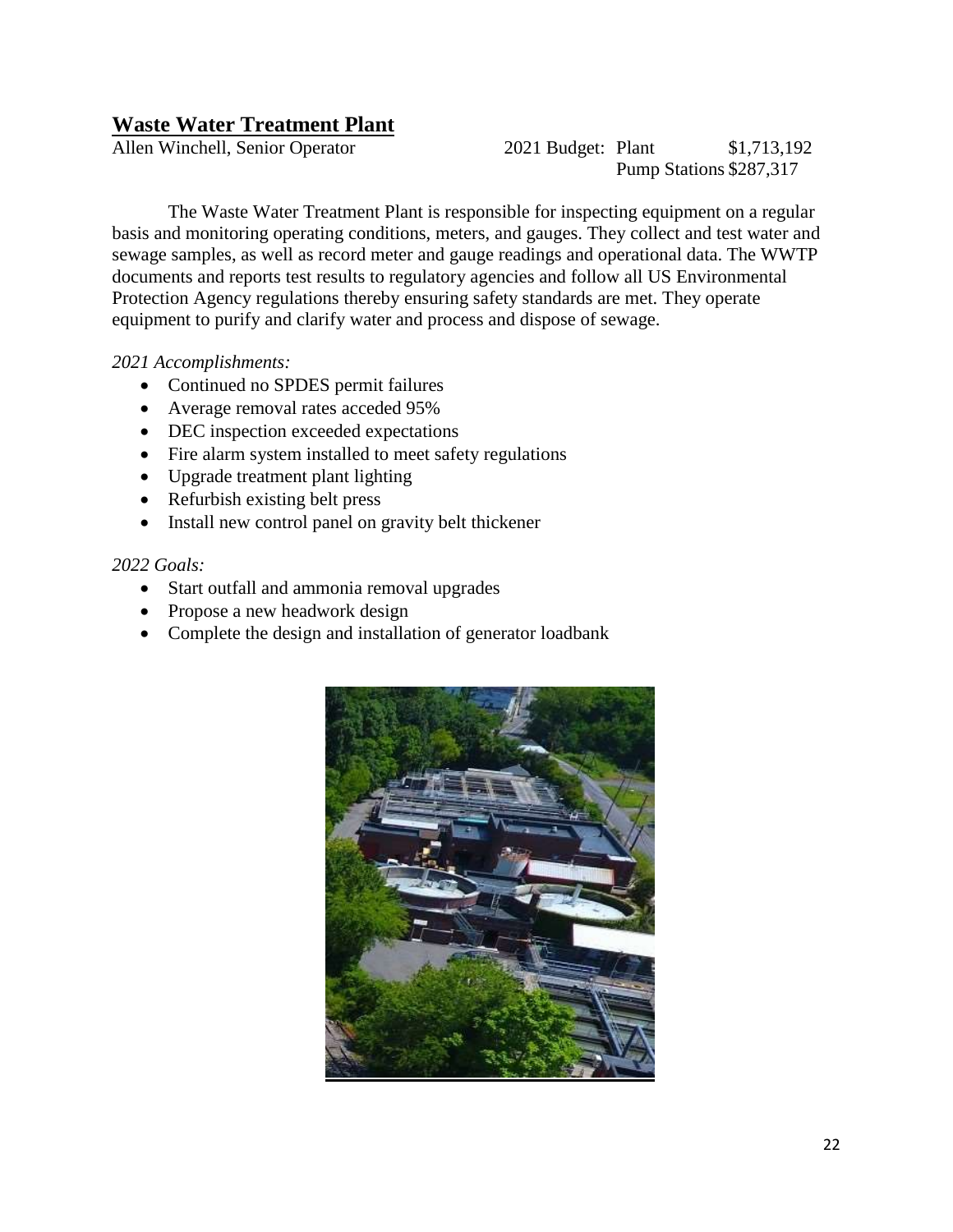## Waste Water Treatment Plant

Allen Winchell, Senior Operator

2021 Budget: Plant $1,713,192
Pump Stations $287,317

The Waste Water Treatment Plant is responsible for inspecting equipment on a regular basis and monitoring operating conditions, meters, and gauges. They collect and test water and sewage samples, as well as record meter and gauge readings and operational data. The WWTP documents and reports test results to regulatory agencies and follow all US Environmental Protection Agency regulations thereby ensuring safety standards are met. They operate equipment to purify and clarify water and process and dispose of sewage.

*2021 Accomplishments:*

- Continued no SPDES permit failures
- Average removal rates acceded 95%
- DEC inspection exceeded expectations
- Fire alarm system installed to meet safety regulations
- Upgrade treatment plant lighting
- Refurbish existing belt press
- Install new control panel on gravity belt thickener

*2022 Goals:*

- Start outfall and ammonia removal upgrades
- Propose a new headwork design
- Complete the design and installation of generator loadbank